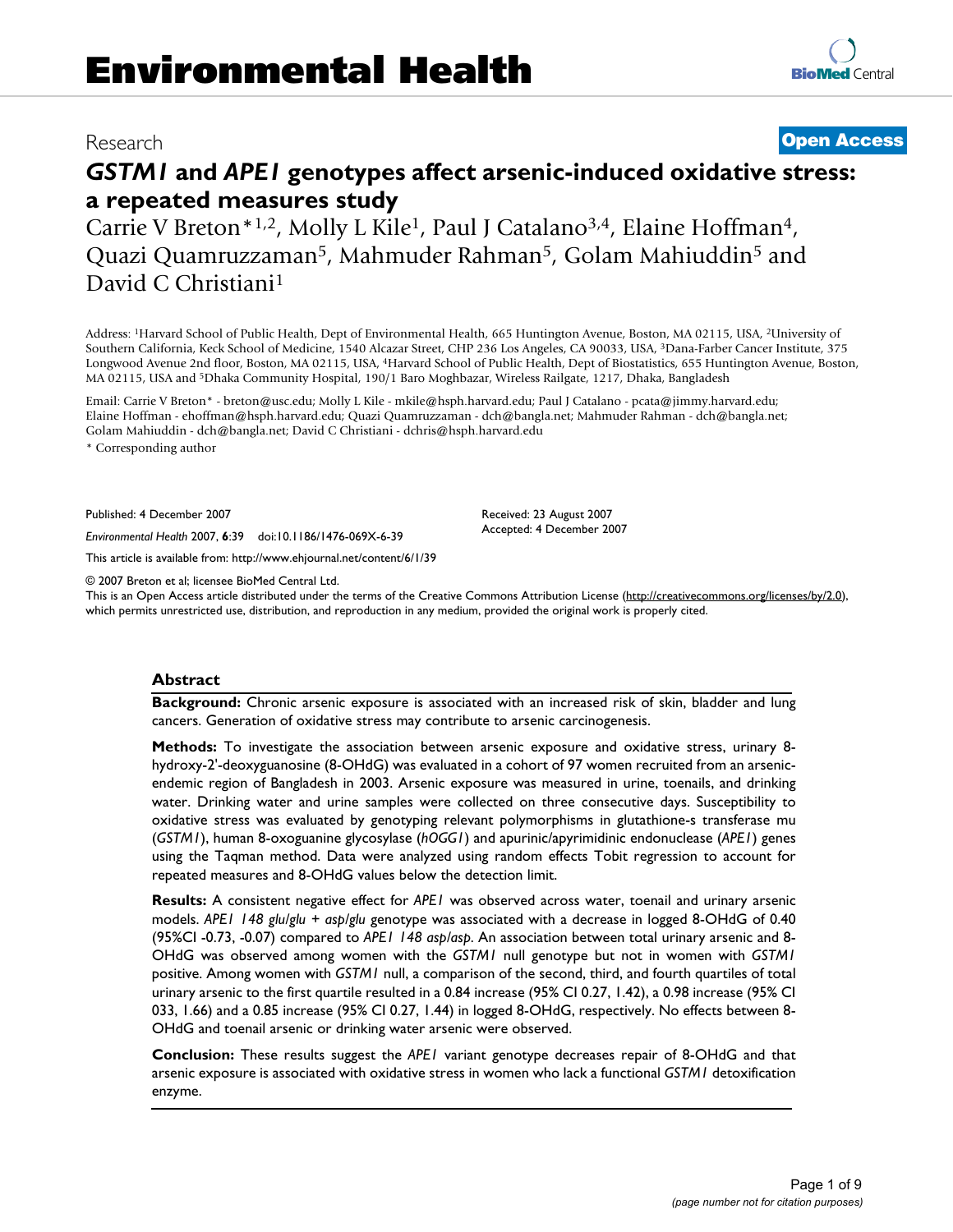# *GSTM1* and *APE1* genotypes affect arsenic-induced oxidative stress: a repeated measures study

Research | Open Access

Carrie V Breton*[1,2], Molly L Kile[1], Paul J Catalano[3,4], Elaine Hoffman[4], Quazi Quamruzzaman[5], Mahmuder Rahman[5], Golam Mahiuddin[5] and David C Christiani[1]

Address: [1]Harvard School of Public Health, Dept of Environmental Health, 665 Huntington Avenue, Boston, MA 02115, USA, [2]University of Southern California, Keck School of Medicine, 1540 Alcazar Street, CHP 236 Los Angeles, CA 90033, USA, [3]Dana-Farber Cancer Institute, 375 Longwood Avenue 2nd floor, Boston, MA 02115, USA, [4]Harvard School of Public Health, Dept of Biostatistics, 655 Huntington Avenue, Boston, MA 02115, USA and [5]Dhaka Community Hospital, 190/1 Baro Moghbazar, Wireless Railgate, 1217, Dhaka, Bangladesh

Email: Carrie V Breton* - breton@usc.edu; Molly L Kile - mkile@hsph.harvard.edu; Paul J Catalano - pcata@jimmy.harvard.edu; Elaine Hoffman - ehoffman@hsph.harvard.edu; Quazi Quamruzzaman - dch@bangla.net; Mahmuder Rahman - dch@bangla.net; Golam Mahiuddin - dch@bangla.net; David C Christiani - dchris@hsph.harvard.edu

\* Corresponding author

Published: 4 December 2007

*Environmental Health* 2007, **6**:39 doi:10.1186/1476-069X-6-39

Received: 23 August 2007

Accepted: 4 December 2007

This article is available from: http://www.ehjournal.net/content/6/1/39

© 2007 Breton et al; licensee BioMed Central Ltd.

This is an Open Access article distributed under the terms of the Creative Commons Attribution License (http://creativecommons.org/licenses/by/2.0), which permits unrestricted use, distribution, and reproduction in any medium, provided the original work is properly cited.

## Abstract

**Background:** Chronic arsenic exposure is associated with an increased risk of skin, bladder and lung cancers. Generation of oxidative stress may contribute to arsenic carcinogenesis.

**Methods:** To investigate the association between arsenic exposure and oxidative stress, urinary 8-hydroxy-2'-deoxyguanosine (8-OHdG) was evaluated in a cohort of 97 women recruited from an arsenic-endemic region of Bangladesh in 2003. Arsenic exposure was measured in urine, toenails, and drinking water. Drinking water and urine samples were collected on three consecutive days. Susceptibility to oxidative stress was evaluated by genotyping relevant polymorphisms in glutathione-s transferase mu (*GSTM1*), human 8-oxoguanine glycosylase (*hOGG1*) and apurinic/apyrimidinic endonuclease (*APE1*) genes using the Taqman method. Data were analyzed using random effects Tobit regression to account for repeated measures and 8-OHdG values below the detection limit.

**Results:** A consistent negative effect for *APE1* was observed across water, toenail and urinary arsenic models. *APE1 148 glu/glu + asp/glu* genotype was associated with a decrease in logged 8-OHdG of 0.40 (95%CI -0.73, -0.07) compared to *APE1 148 asp/asp*. An association between total urinary arsenic and 8-OHdG was observed among women with the *GSTM1* null genotype but not in women with *GSTM1* positive. Among women with *GSTM1* null, a comparison of the second, third, and fourth quartiles of total urinary arsenic to the first quartile resulted in a 0.84 increase (95% CI 0.27, 1.42), a 0.98 increase (95% CI 033, 1.66) and a 0.85 increase (95% CI 0.27, 1.44) in logged 8-OHdG, respectively. No effects between 8-OHdG and toenail arsenic or drinking water arsenic were observed.

**Conclusion:** These results suggest the *APE1* variant genotype decreases repair of 8-OHdG and that arsenic exposure is associated with oxidative stress in women who lack a functional *GSTM1* detoxification enzyme.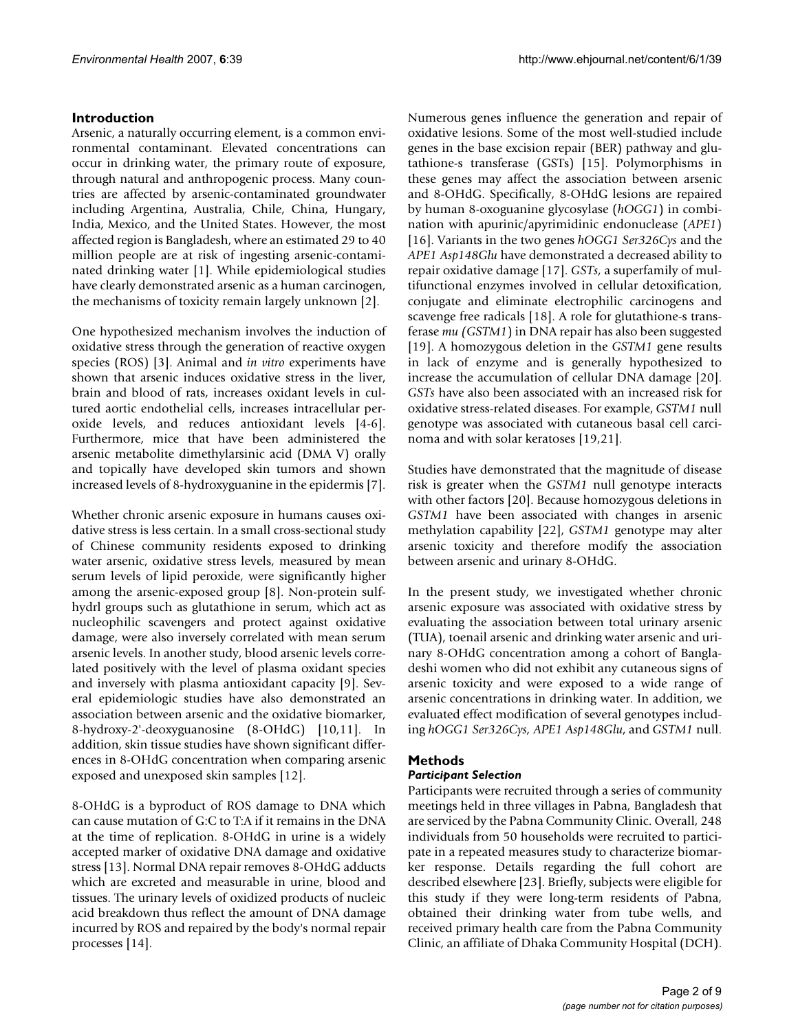## Introduction

Arsenic, a naturally occurring element, is a common environmental contaminant. Elevated concentrations can occur in drinking water, the primary route of exposure, through natural and anthropogenic process. Many countries are affected by arsenic-contaminated groundwater including Argentina, Australia, Chile, China, Hungary, India, Mexico, and the United States. However, the most affected region is Bangladesh, where an estimated 29 to 40 million people are at risk of ingesting arsenic-contaminated drinking water [1]. While epidemiological studies have clearly demonstrated arsenic as a human carcinogen, the mechanisms of toxicity remain largely unknown [2].

One hypothesized mechanism involves the induction of oxidative stress through the generation of reactive oxygen species (ROS) [3]. Animal and *in vitro* experiments have shown that arsenic induces oxidative stress in the liver, brain and blood of rats, increases oxidant levels in cultured aortic endothelial cells, increases intracellular peroxide levels, and reduces antioxidant levels [4-6]. Furthermore, mice that have been administered the arsenic metabolite dimethylarsinic acid (DMA V) orally and topically have developed skin tumors and shown increased levels of 8-hydroxyguanine in the epidermis [7].

Whether chronic arsenic exposure in humans causes oxidative stress is less certain. In a small cross-sectional study of Chinese community residents exposed to drinking water arsenic, oxidative stress levels, measured by mean serum levels of lipid peroxide, were significantly higher among the arsenic-exposed group [8]. Non-protein sulfhydrl groups such as glutathione in serum, which act as nucleophilic scavengers and protect against oxidative damage, were also inversely correlated with mean serum arsenic levels. In another study, blood arsenic levels correlated positively with the level of plasma oxidant species and inversely with plasma antioxidant capacity [9]. Several epidemiologic studies have also demonstrated an association between arsenic and the oxidative biomarker, 8-hydroxy-2'-deoxyguanosine (8-OHdG) [10,11]. In addition, skin tissue studies have shown significant differences in 8-OHdG concentration when comparing arsenic exposed and unexposed skin samples [12].

8-OHdG is a byproduct of ROS damage to DNA which can cause mutation of G:C to T:A if it remains in the DNA at the time of replication. 8-OHdG in urine is a widely accepted marker of oxidative DNA damage and oxidative stress [13]. Normal DNA repair removes 8-OHdG adducts which are excreted and measurable in urine, blood and tissues. The urinary levels of oxidized products of nucleic acid breakdown thus reflect the amount of DNA damage incurred by ROS and repaired by the body's normal repair processes [14].

Numerous genes influence the generation and repair of oxidative lesions. Some of the most well-studied include genes in the base excision repair (BER) pathway and glutathione-s transferase (GSTs) [15]. Polymorphisms in these genes may affect the association between arsenic and 8-OHdG. Specifically, 8-OHdG lesions are repaired by human 8-oxoguanine glycosylase (*hOGG1*) in combination with apurinic/apyrimidinic endonuclease (*APE1*) [16]. Variants in the two genes *hOGG1 Ser326Cys* and the *APE1 Asp148Glu* have demonstrated a decreased ability to repair oxidative damage [17]. *GSTs*, a superfamily of multifunctional enzymes involved in cellular detoxification, conjugate and eliminate electrophilic carcinogens and scavenge free radicals [18]. A role for glutathione-s transferase *mu (GSTM1)* in DNA repair has also been suggested [19]. A homozygous deletion in the *GSTM1* gene results in lack of enzyme and is generally hypothesized to increase the accumulation of cellular DNA damage [20]. *GSTs* have also been associated with an increased risk for oxidative stress-related diseases. For example, *GSTM1* null genotype was associated with cutaneous basal cell carcinoma and with solar keratoses [19,21].

Studies have demonstrated that the magnitude of disease risk is greater when the *GSTM1* null genotype interacts with other factors [20]. Because homozygous deletions in *GSTM1* have been associated with changes in arsenic methylation capability [22], *GSTM1* genotype may alter arsenic toxicity and therefore modify the association between arsenic and urinary 8-OHdG.

In the present study, we investigated whether chronic arsenic exposure was associated with oxidative stress by evaluating the association between total urinary arsenic (TUA), toenail arsenic and drinking water arsenic and urinary 8-OHdG concentration among a cohort of Bangladeshi women who did not exhibit any cutaneous signs of arsenic toxicity and were exposed to a wide range of arsenic concentrations in drinking water. In addition, we evaluated effect modification of several genotypes including *hOGG1 Ser326Cys*, *APE1 Asp148Glu*, and *GSTM1* null.

## Methods

### *Participant Selection*

Participants were recruited through a series of community meetings held in three villages in Pabna, Bangladesh that are serviced by the Pabna Community Clinic. Overall, 248 individuals from 50 households were recruited to participate in a repeated measures study to characterize biomarker response. Details regarding the full cohort are described elsewhere [23]. Briefly, subjects were eligible for this study if they were long-term residents of Pabna, obtained their drinking water from tube wells, and received primary health care from the Pabna Community Clinic, an affiliate of Dhaka Community Hospital (DCH).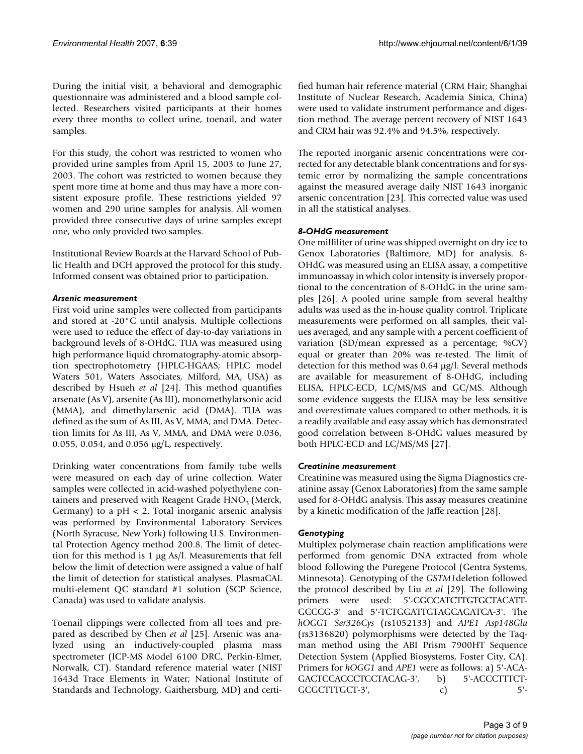During the initial visit, a behavioral and demographic questionnaire was administered and a blood sample collected. Researchers visited participants at their homes every three months to collect urine, toenail, and water samples.

For this study, the cohort was restricted to women who provided urine samples from April 15, 2003 to June 27, 2003. The cohort was restricted to women because they spent more time at home and thus may have a more consistent exposure profile. These restrictions yielded 97 women and 290 urine samples for analysis. All women provided three consecutive days of urine samples except one, who only provided two samples.

Institutional Review Boards at the Harvard School of Public Health and DCH approved the protocol for this study. Informed consent was obtained prior to participation.

### *Arsenic measurement*

First void urine samples were collected from participants and stored at -20°C until analysis. Multiple collections were used to reduce the effect of day-to-day variations in background levels of 8-OHdG. TUA was measured using high performance liquid chromatography-atomic absorption spectrophotometry (HPLC-HGAAS; HPLC model Waters 501, Waters Associates, Milford, MA, USA) as described by Hsueh *et al* [24]. This method quantifies arsenate (As V), arsenite (As III), monomethylarsonic acid (MMA), and dimethylarsenic acid (DMA). TUA was defined as the sum of As III, As V, MMA, and DMA. Detection limits for As III, As V, MMA, and DMA were 0.036, 0.055, 0.054, and 0.056 μg/L, respectively.

Drinking water concentrations from family tube wells were measured on each day of urine collection. Water samples were collected in acid-washed polyethylene containers and preserved with Reagent Grade $HNO_3$ (Merck, Germany) to a pH < 2. Total inorganic arsenic analysis was performed by Environmental Laboratory Services (North Syracuse, New York) following U.S. Environmental Protection Agency method 200.8. The limit of detection for this method is 1 μg As/l. Measurements that fell below the limit of detection were assigned a value of half the limit of detection for statistical analyses. PlasmaCAL multi-element QC standard #1 solution (SCP Science, Canada) was used to validate analysis.

Toenail clippings were collected from all toes and prepared as described by Chen *et al* [25]. Arsenic was analyzed using an inductively-coupled plasma mass spectrometer (ICP-MS Model 6100 DRC, Perkin-Elmer, Norwalk, CT). Standard reference material water (NIST 1643d Trace Elements in Water; National Institute of Standards and Technology, Gaithersburg, MD) and certified human hair reference material (CRM Hair; Shanghai Institute of Nuclear Research, Academia Sinica, China) were used to validate instrument performance and digestion method. The average percent recovery of NIST 1643 and CRM hair was 92.4% and 94.5%, respectively.

The reported inorganic arsenic concentrations were corrected for any detectable blank concentrations and for systemic error by normalizing the sample concentrations against the measured average daily NIST 1643 inorganic arsenic concentration [23]. This corrected value was used in all the statistical analyses.

### *8-OHdG measurement*

One milliliter of urine was shipped overnight on dry ice to Genox Laboratories (Baltimore, MD) for analysis. 8-OHdG was measured using an ELISA assay, a competitive immunoassay in which color intensity is inversely proportional to the concentration of 8-OHdG in the urine samples [26]. A pooled urine sample from several healthy adults was used as the in-house quality control. Triplicate measurements were performed on all samples, their values averaged, and any sample with a percent coefficient of variation (SD/mean expressed as a percentage; %CV) equal or greater than 20% was re-tested. The limit of detection for this method was 0.64 μg/l. Several methods are available for measurement of 8-OHdG, including ELISA, HPLC-ECD, LC/MS/MS and GC/MS. Although some evidence suggests the ELISA may be less sensitive and overestimate values compared to other methods, it is a readily available and easy assay which has demonstrated good correlation between 8-OHdG values measured by both HPLC-ECD and LC/MS/MS [27].

### *Creatinine measurement*

Creatinine was measured using the Sigma Diagnostics creatinine assay (Genox Laboratories) from the same sample used for 8-OHdG analysis. This assay measures creatinine by a kinetic modification of the Jaffe reaction [28].

### *Genotyping*

Multiplex polymerase chain reaction amplifications were performed from genomic DNA extracted from whole blood following the Puregene Protocol (Gentra Systems, Minnesota). Genotyping of the *GSTM1*deletion followed the protocol described by Liu *et al* [29]. The following primers were used: 5'-CGCCATCTTGTGCTACATT-GCCCG-3' and 5'-TCTGGATTGTAGCAGATCA-3'. The *hOGG1 Ser326Cys* (rs1052133) and *APE1 Asp148Glu* (rs3136820) polymorphisms were detected by the Taqman method using the ABI Prism 7900HT Sequence Detection System (Applied Biosystems, Foster City, CA). Primers for *hOGG1* and *APE1* were as follows: a) 5'-ACA-GACTCCACCCTCCTACAG-3', b) 5'-ACCCTTTCT-GCGCTTTGCT-3', c) 5'-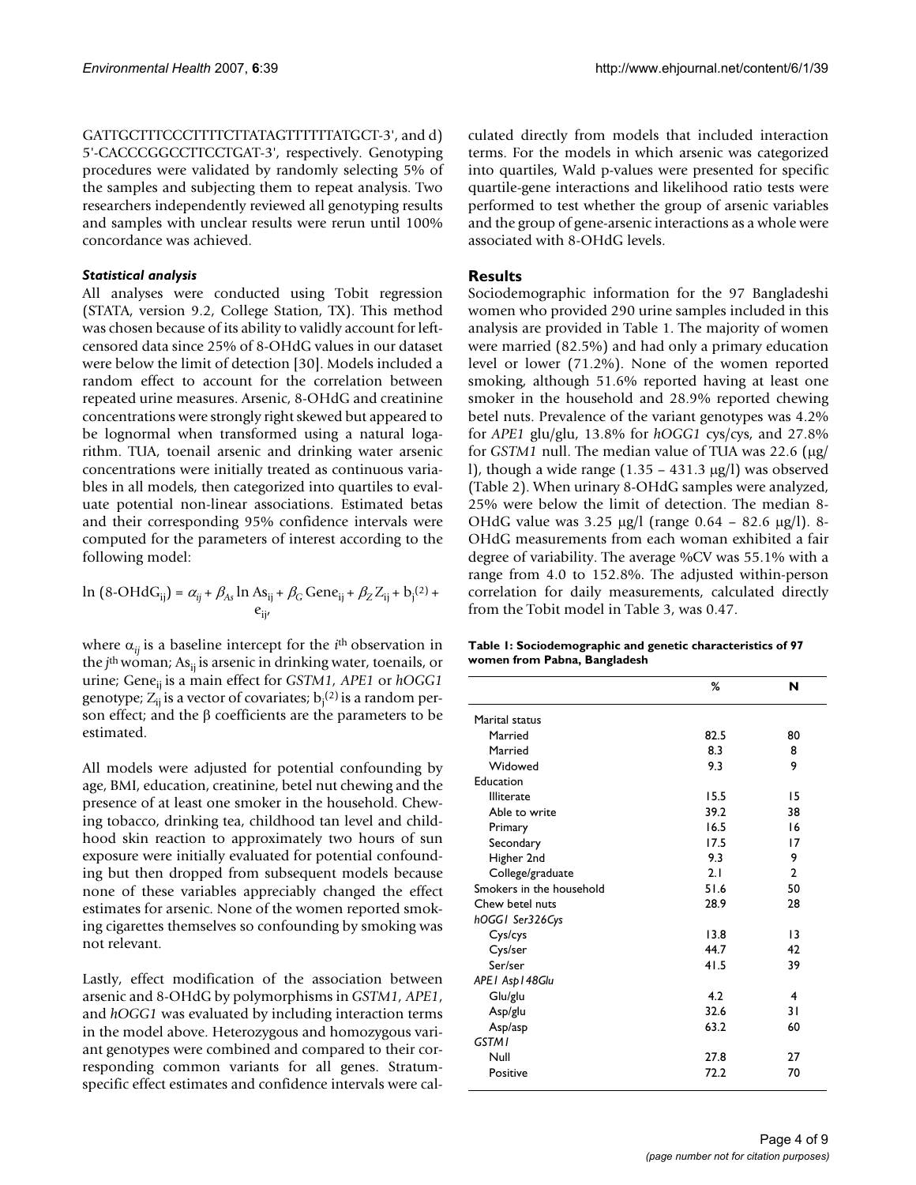GATTGCTTTCCCTTTTCTTATAGTTTTTTATGCT-3', and d) 5'-CACCCGGCCTTCCTGAT-3', respectively. Genotyping procedures were validated by randomly selecting 5% of the samples and subjecting them to repeat analysis. Two researchers independently reviewed all genotyping results and samples with unclear results were rerun until 100% concordance was achieved.

#### *Statistical analysis*

All analyses were conducted using Tobit regression (STATA, version 9.2, College Station, TX). This method was chosen because of its ability to validly account for left-censored data since 25% of 8-OHdG values in our dataset were below the limit of detection [30]. Models included a random effect to account for the correlation between repeated urine measures. Arsenic, 8-OHdG and creatinine concentrations were strongly right skewed but appeared to be lognormal when transformed using a natural logarithm. TUA, toenail arsenic and drinking water arsenic concentrations were initially treated as continuous variables in all models, then categorized into quartiles to evaluate potential non-linear associations. Estimated betas and their corresponding 95% confidence intervals were computed for the parameters of interest according to the following model:

$$\ln(8\text{-OHdG}_{ij}) = \alpha_{ij} + \beta_{As} \ln As_{ij} + \beta_G \text{Gene}_{ij} + \beta_Z Z_{ij} + b_j^{(2)} + e_{ij},$$

where $\alpha_{ij}$ is a baseline intercept for the $i^{th}$ observation in the $j^{th}$ woman; $As_{ij}$ is arsenic in drinking water, toenails, or urine; $\text{Gene}_{ij}$ is a main effect for *GSTM1*, *APE1* or *hOGG1* genotype; $Z_{ij}$ is a vector of covariates; $b_j^{(2)}$ is a random person effect; and the $\beta$ coefficients are the parameters to be estimated.

All models were adjusted for potential confounding by age, BMI, education, creatinine, betel nut chewing and the presence of at least one smoker in the household. Chewing tobacco, drinking tea, childhood tan level and childhood skin reaction to approximately two hours of sun exposure were initially evaluated for potential confounding but then dropped from subsequent models because none of these variables appreciably changed the effect estimates for arsenic. None of the women reported smoking cigarettes themselves so confounding by smoking was not relevant.

Lastly, effect modification of the association between arsenic and 8-OHdG by polymorphisms in *GSTM1*, *APE1*, and *hOGG1* was evaluated by including interaction terms in the model above. Heterozygous and homozygous variant genotypes were combined and compared to their corresponding common variants for all genes. Stratum-specific effect estimates and confidence intervals were calculated directly from models that included interaction terms. For the models in which arsenic was categorized into quartiles, Wald p-values were presented for specific quartile-gene interactions and likelihood ratio tests were performed to test whether the group of arsenic variables and the group of gene-arsenic interactions as a whole were associated with 8-OHdG levels.

## Results

Sociodemographic information for the 97 Bangladeshi women who provided 290 urine samples included in this analysis are provided in Table 1. The majority of women were married (82.5%) and had only a primary education level or lower (71.2%). None of the women reported smoking, although 51.6% reported having at least one smoker in the household and 28.9% reported chewing betel nuts. Prevalence of the variant genotypes was 4.2% for *APE1* glu/glu, 13.8% for *hOGG1* cys/cys, and 27.8% for *GSTM1* null. The median value of TUA was 22.6 (μg/l), though a wide range (1.35 – 431.3 μg/l) was observed (Table 2). When urinary 8-OHdG samples were analyzed, 25% were below the limit of detection. The median 8-OHdG value was 3.25 μg/l (range 0.64 – 82.6 μg/l). 8-OHdG measurements from each woman exhibited a fair degree of variability. The average %CV was 55.1% with a range from 4.0 to 152.8%. The adjusted within-person correlation for daily measurements, calculated directly from the Tobit model in Table 3, was 0.47.

**Table 1: Sociodemographic and genetic characteristics of 97 women from Pabna, Bangladesh**

| | % | N |
|---|---|---|
| Marital status | | |
| Married | 82.5 | 80 |
| Married | 8.3 | 8 |
| Widowed | 9.3 | 9 |
| Education | | |
| Illiterate | 15.5 | 15 |
| Able to write | 39.2 | 38 |
| Primary | 16.5 | 16 |
| Secondary | 17.5 | 17 |
| Higher 2nd | 9.3 | 9 |
| College/graduate | 2.1 | 2 |
| Smokers in the household | 51.6 | 50 |
| Chew betel nuts | 28.9 | 28 |
| *hOGG1 Ser326Cys* | | |
| Cys/cys | 13.8 | 13 |
| Cys/ser | 44.7 | 42 |
| Ser/ser | 41.5 | 39 |
| *APE1 Asp148Glu* | | |
| Glu/glu | 4.2 | 4 |
| Asp/glu | 32.6 | 31 |
| Asp/asp | 63.2 | 60 |
| *GSTM1* | | |
| Null | 27.8 | 27 |
| Positive | 72.2 | 70 |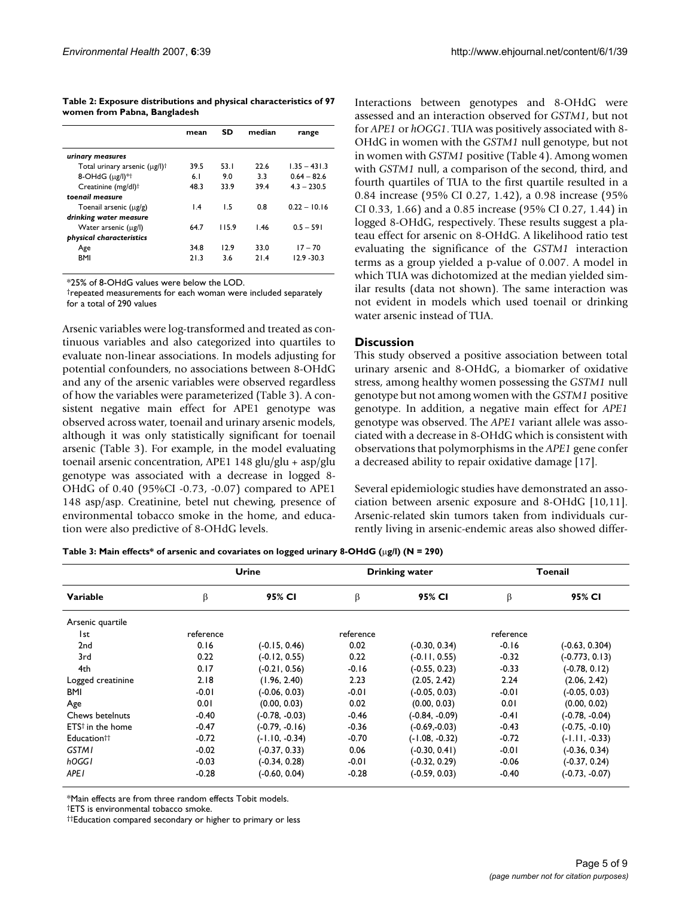**Table 2: Exposure distributions and physical characteristics of 97 women from Pabna, Bangladesh**

| | mean | SD | median | range |
|---|---|---|---|---|
| *urinary measures* | | | | |
| Total urinary arsenic (μg/l)† | 39.5 | 53.1 | 22.6 | 1.35 – 431.3 |
| 8-OHdG (μg/l)*† | 6.1 | 9.0 | 3.3 | 0.64 – 82.6 |
| Creatinine (mg/dl)† | 48.3 | 33.9 | 39.4 | 4.3 – 230.5 |
| *toenail measure* | | | | |
| Toenail arsenic (μg/g) | 1.4 | 1.5 | 0.8 | 0.22 – 10.16 |
| *drinking water measure* | | | | |
| Water arsenic (μg/l) | 64.7 | 115.9 | 1.46 | 0.5 – 591 |
| *physical characteristics* | | | | |
| Age | 34.8 | 12.9 | 33.0 | 17 – 70 |
| BMI | 21.3 | 3.6 | 21.4 | 12.9 -30.3 |

*25% of 8-OHdG values were below the LOD.
†repeated measurements for each woman were included separately for a total of 290 values

Arsenic variables were log-transformed and treated as continuous variables and also categorized into quartiles to evaluate non-linear associations. In models adjusting for potential confounders, no associations between 8-OHdG and any of the arsenic variables were observed regardless of how the variables were parameterized (Table 3). A consistent negative main effect for APE1 genotype was observed across water, toenail and urinary arsenic models, although it was only statistically significant for toenail arsenic (Table 3). For example, in the model evaluating toenail arsenic concentration, APE1 148 glu/glu + asp/glu genotype was associated with a decrease in logged 8-OHdG of 0.40 (95%CI -0.73, -0.07) compared to APE1 148 asp/asp. Creatinine, betel nut chewing, presence of environmental tobacco smoke in the home, and education were also predictive of 8-OHdG levels.

Interactions between genotypes and 8-OHdG were assessed and an interaction observed for *GSTM1*, but not for *APE1* or *hOGG1*. TUA was positively associated with 8-OHdG in women with the *GSTM1* null genotype, but not in women with *GSTM1* positive (Table 4). Among women with *GSTM1* null, a comparison of the second, third, and fourth quartiles of TUA to the first quartile resulted in a 0.84 increase (95% CI 0.27, 1.42), a 0.98 increase (95% CI 0.33, 1.66) and a 0.85 increase (95% CI 0.27, 1.44) in logged 8-OHdG, respectively. These results suggest a plateau effect for arsenic on 8-OHdG. A likelihood ratio test evaluating the significance of the *GSTM1* interaction terms as a group yielded a p-value of 0.007. A model in which TUA was dichotomized at the median yielded similar results (data not shown). The same interaction was not evident in models which used toenail or drinking water arsenic instead of TUA.

## Discussion

This study observed a positive association between total urinary arsenic and 8-OHdG, a biomarker of oxidative stress, among healthy women possessing the *GSTM1* null genotype but not among women with the *GSTM1* positive genotype. In addition, a negative main effect for *APE1* genotype was observed. The *APE1* variant allele was associated with a decrease in 8-OHdG which is consistent with observations that polymorphisms in the *APE1* gene confer a decreased ability to repair oxidative damage [17].

Several epidemiologic studies have demonstrated an association between arsenic exposure and 8-OHdG [10,11]. Arsenic-related skin tumors taken from individuals currently living in arsenic-endemic areas also showed differ-

**Table 3: Main effects* of arsenic and covariates on logged urinary 8-OHdG (μg/l) (N = 290)**

| | Urine | | Drinking water | | Toenail | |
|---|---|---|---|---|---|---|
| **Variable** | β | **95% CI** | β | **95% CI** | β | **95% CI** |
| Arsenic quartile | | | | | | |
| 1st | reference | | reference | | reference | |
| 2nd | 0.16 | (-0.15, 0.46) | 0.02 | (-0.30, 0.34) | -0.16 | (-0.63, 0.304) |
| 3rd | 0.22 | (-0.12, 0.55) | 0.22 | (-0.11, 0.55) | -0.32 | (-0.773, 0.13) |
| 4th | 0.17 | (-0.21, 0.56) | -0.16 | (-0.55, 0.23) | -0.33 | (-0.78, 0.12) |
| Logged creatinine | 2.18 | (1.96, 2.40) | 2.23 | (2.05, 2.42) | 2.24 | (2.06, 2.42) |
| BMI | -0.01 | (-0.06, 0.03) | -0.01 | (-0.05, 0.03) | -0.01 | (-0.05, 0.03) |
| Age | 0.01 | (0.00, 0.03) | 0.02 | (0.00, 0.03) | 0.01 | (0.00, 0.02) |
| Chews betelnuts | -0.40 | (-0.78, -0.03) | -0.46 | (-0.84, -0.09) | -0.41 | (-0.78, -0.04) |
| ETS† in the home | -0.47 | (-0.79, -0.16) | -0.36 | (-0.69,-0.03) | -0.43 | (-0.75, -0.10) |
| Education†† | -0.72 | (-1.10, -0.34) | -0.70 | (-1.08, -0.32) | -0.72 | (-1.11, -0.33) |
| *GSTM1* | -0.02 | (-0.37, 0.33) | 0.06 | (-0.30, 0.41) | -0.01 | (-0.36, 0.34) |
| *hOGG1* | -0.03 | (-0.34, 0.28) | -0.01 | (-0.32, 0.29) | -0.06 | (-0.37, 0.24) |
| *APE1* | -0.28 | (-0.60, 0.04) | -0.28 | (-0.59, 0.03) | -0.40 | (-0.73, -0.07) |

*Main effects are from three random effects Tobit models.
†ETS is environmental tobacco smoke.
††Education compared secondary or higher to primary or less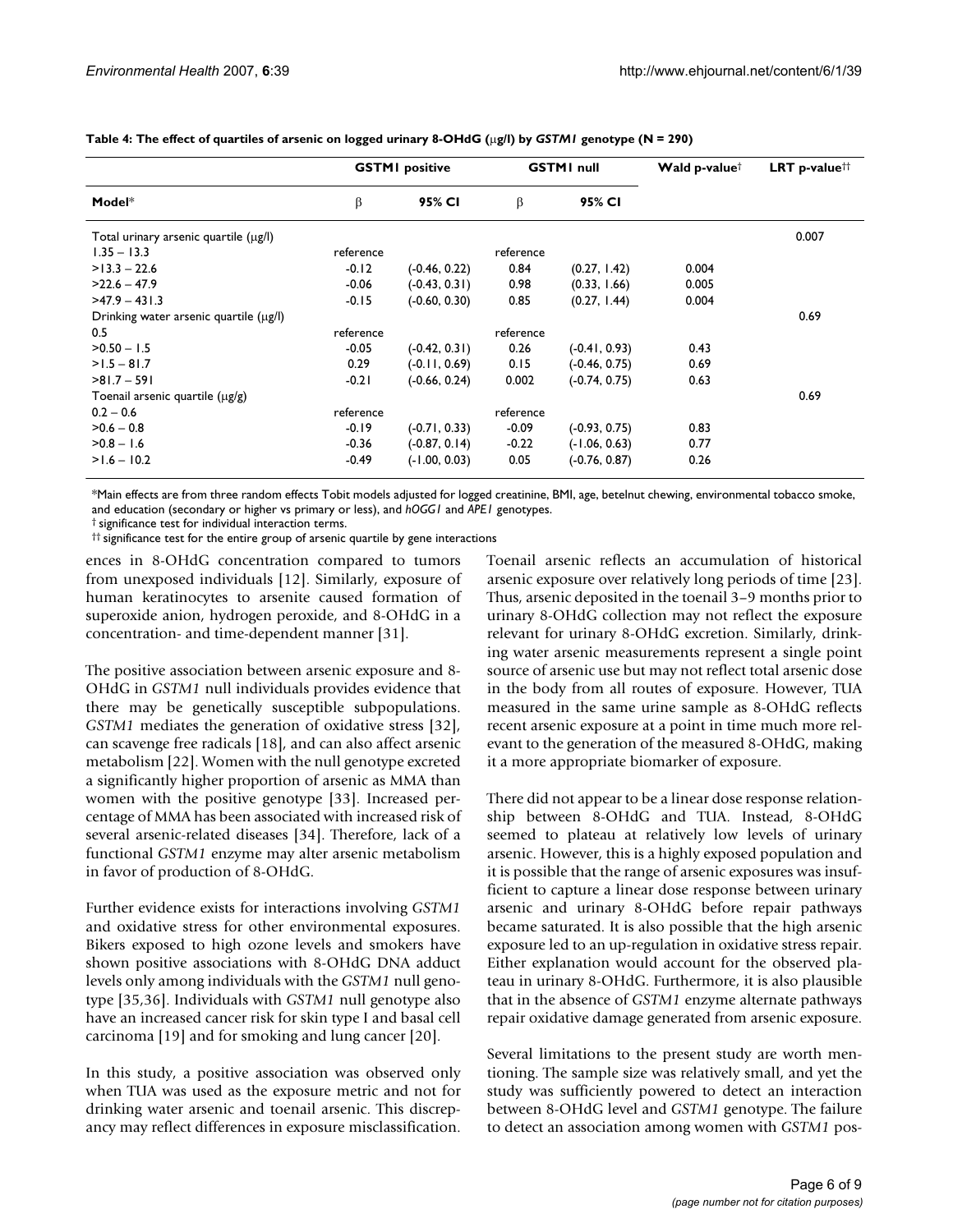**Table 4: The effect of quartiles of arsenic on logged urinary 8-OHdG (μg/l) by *GSTM1* genotype (N = 290)**

| Model* | GSTM1 positive | | GSTM1 null | | Wald p-value† | LRT p-value†† |
|---|---|---|---|---|---|---|
| | β | 95% CI | β | 95% CI | | |
| Total urinary arsenic quartile (μg/l) | | | | | | 0.007 |
| 1.35 – 13.3 | reference | | reference | | | |
| >13.3 – 22.6 | -0.12 | (-0.46, 0.22) | 0.84 | (0.27, 1.42) | 0.004 | |
| >22.6 – 47.9 | -0.06 | (-0.43, 0.31) | 0.98 | (0.33, 1.66) | 0.005 | |
| >47.9 – 431.3 | -0.15 | (-0.60, 0.30) | 0.85 | (0.27, 1.44) | 0.004 | |
| Drinking water arsenic quartile (μg/l) | | | | | | 0.69 |
| 0.5 | reference | | reference | | | |
| >0.50 – 1.5 | -0.05 | (-0.42, 0.31) | 0.26 | (-0.41, 0.93) | 0.43 | |
| >1.5 – 81.7 | 0.29 | (-0.11, 0.69) | 0.15 | (-0.46, 0.75) | 0.69 | |
| >81.7 – 591 | -0.21 | (-0.66, 0.24) | 0.002 | (-0.74, 0.75) | 0.63 | |
| Toenail arsenic quartile (μg/g) | | | | | | 0.69 |
| 0.2 – 0.6 | reference | | reference | | | |
| >0.6 – 0.8 | -0.19 | (-0.71, 0.33) | -0.09 | (-0.93, 0.75) | 0.83 | |
| >0.8 – 1.6 | -0.36 | (-0.87, 0.14) | -0.22 | (-1.06, 0.63) | 0.77 | |
| >1.6 – 10.2 | -0.49 | (-1.00, 0.03) | 0.05 | (-0.76, 0.87) | 0.26 | |

*Main effects are from three random effects Tobit models adjusted for logged creatinine, BMI, age, betelnut chewing, environmental tobacco smoke, and education (secondary or higher vs primary or less), and *hOGG1* and *APE1* genotypes.

† significance test for individual interaction terms.

†† significance test for the entire group of arsenic quartile by gene interactions

ences in 8-OHdG concentration compared to tumors from unexposed individuals [12]. Similarly, exposure of human keratinocytes to arsenite caused formation of superoxide anion, hydrogen peroxide, and 8-OHdG in a concentration- and time-dependent manner [31].

The positive association between arsenic exposure and 8-OHdG in *GSTM1* null individuals provides evidence that there may be genetically susceptible subpopulations. *GSTM1* mediates the generation of oxidative stress [32], can scavenge free radicals [18], and can also affect arsenic metabolism [22]. Women with the null genotype excreted a significantly higher proportion of arsenic as MMA than women with the positive genotype [33]. Increased percentage of MMA has been associated with increased risk of several arsenic-related diseases [34]. Therefore, lack of a functional *GSTM1* enzyme may alter arsenic metabolism in favor of production of 8-OHdG.

Further evidence exists for interactions involving *GSTM1* and oxidative stress for other environmental exposures. Bikers exposed to high ozone levels and smokers have shown positive associations with 8-OHdG DNA adduct levels only among individuals with the *GSTM1* null genotype [35,36]. Individuals with *GSTM1* null genotype also have an increased cancer risk for skin type I and basal cell carcinoma [19] and for smoking and lung cancer [20].

In this study, a positive association was observed only when TUA was used as the exposure metric and not for drinking water arsenic and toenail arsenic. This discrepancy may reflect differences in exposure misclassification. Toenail arsenic reflects an accumulation of historical arsenic exposure over relatively long periods of time [23]. Thus, arsenic deposited in the toenail 3–9 months prior to urinary 8-OHdG collection may not reflect the exposure relevant for urinary 8-OHdG excretion. Similarly, drinking water arsenic measurements represent a single point source of arsenic use but may not reflect total arsenic dose in the body from all routes of exposure. However, TUA measured in the same urine sample as 8-OHdG reflects recent arsenic exposure at a point in time much more relevant to the generation of the measured 8-OHdG, making it a more appropriate biomarker of exposure.

There did not appear to be a linear dose response relationship between 8-OHdG and TUA. Instead, 8-OHdG seemed to plateau at relatively low levels of urinary arsenic. However, this is a highly exposed population and it is possible that the range of arsenic exposures was insufficient to capture a linear dose response between urinary arsenic and urinary 8-OHdG before repair pathways became saturated. It is also possible that the high arsenic exposure led to an up-regulation in oxidative stress repair. Either explanation would account for the observed plateau in urinary 8-OHdG. Furthermore, it is also plausible that in the absence of *GSTM1* enzyme alternate pathways repair oxidative damage generated from arsenic exposure.

Several limitations to the present study are worth mentioning. The sample size was relatively small, and yet the study was sufficiently powered to detect an interaction between 8-OHdG level and *GSTM1* genotype. The failure to detect an association among women with *GSTM1* pos-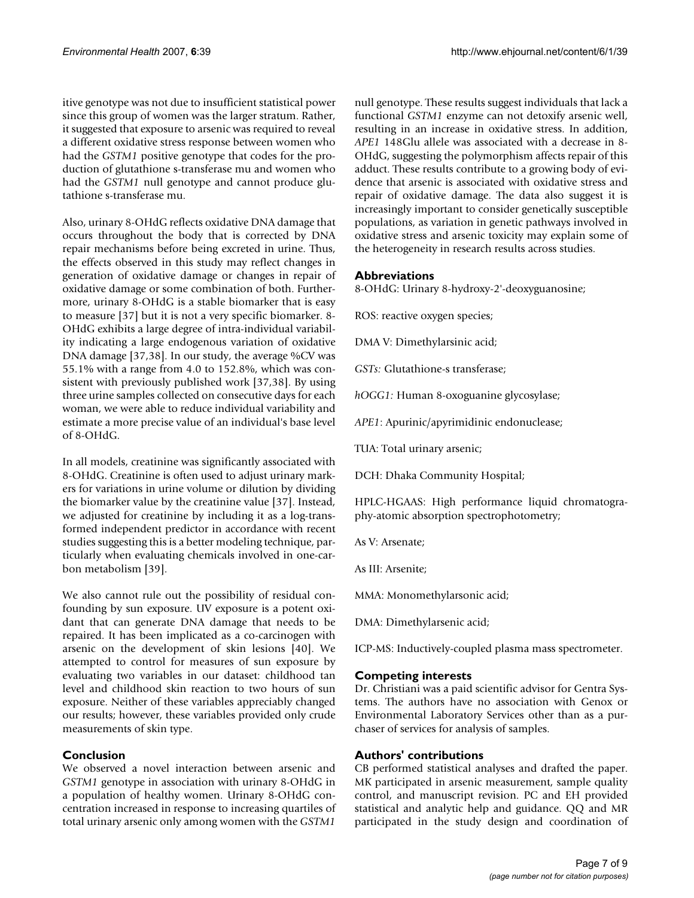itive genotype was not due to insufficient statistical power since this group of women was the larger stratum. Rather, it suggested that exposure to arsenic was required to reveal a different oxidative stress response between women who had the *GSTM1* positive genotype that codes for the production of glutathione s-transferase mu and women who had the *GSTM1* null genotype and cannot produce glutathione s-transferase mu.

Also, urinary 8-OHdG reflects oxidative DNA damage that occurs throughout the body that is corrected by DNA repair mechanisms before being excreted in urine. Thus, the effects observed in this study may reflect changes in generation of oxidative damage or changes in repair of oxidative damage or some combination of both. Furthermore, urinary 8-OHdG is a stable biomarker that is easy to measure [37] but it is not a very specific biomarker. 8-OHdG exhibits a large degree of intra-individual variability indicating a large endogenous variation of oxidative DNA damage [37,38]. In our study, the average %CV was 55.1% with a range from 4.0 to 152.8%, which was consistent with previously published work [37,38]. By using three urine samples collected on consecutive days for each woman, we were able to reduce individual variability and estimate a more precise value of an individual's base level of 8-OHdG.

In all models, creatinine was significantly associated with 8-OHdG. Creatinine is often used to adjust urinary markers for variations in urine volume or dilution by dividing the biomarker value by the creatinine value [37]. Instead, we adjusted for creatinine by including it as a log-transformed independent predictor in accordance with recent studies suggesting this is a better modeling technique, particularly when evaluating chemicals involved in one-carbon metabolism [39].

We also cannot rule out the possibility of residual confounding by sun exposure. UV exposure is a potent oxidant that can generate DNA damage that needs to be repaired. It has been implicated as a co-carcinogen with arsenic on the development of skin lesions [40]. We attempted to control for measures of sun exposure by evaluating two variables in our dataset: childhood tan level and childhood skin reaction to two hours of sun exposure. Neither of these variables appreciably changed our results; however, these variables provided only crude measurements of skin type.

## Conclusion

We observed a novel interaction between arsenic and *GSTM1* genotype in association with urinary 8-OHdG in a population of healthy women. Urinary 8-OHdG concentration increased in response to increasing quartiles of total urinary arsenic only among women with the *GSTM1* null genotype. These results suggest individuals that lack a functional *GSTM1* enzyme can not detoxify arsenic well, resulting in an increase in oxidative stress. In addition, *APE1* 148Glu allele was associated with a decrease in 8-OHdG, suggesting the polymorphism affects repair of this adduct. These results contribute to a growing body of evidence that arsenic is associated with oxidative stress and repair of oxidative damage. The data also suggest it is increasingly important to consider genetically susceptible populations, as variation in genetic pathways involved in oxidative stress and arsenic toxicity may explain some of the heterogeneity in research results across studies.

## Abbreviations

8-OHdG: Urinary 8-hydroxy-2'-deoxyguanosine;

ROS: reactive oxygen species;

DMA V: Dimethylarsinic acid;

*GSTs:* Glutathione-s transferase;

*hOGG1:* Human 8-oxoguanine glycosylase;

*APE1*: Apurinic/apyrimidinic endonuclease;

TUA: Total urinary arsenic;

DCH: Dhaka Community Hospital;

HPLC-HGAAS: High performance liquid chromatography-atomic absorption spectrophotometry;

As V: Arsenate;

As III: Arsenite;

MMA: Monomethylarsonic acid;

DMA: Dimethylarsenic acid;

ICP-MS: Inductively-coupled plasma mass spectrometer.

## Competing interests

Dr. Christiani was a paid scientific advisor for Gentra Systems. The authors have no association with Genox or Environmental Laboratory Services other than as a purchaser of services for analysis of samples.

## Authors' contributions

CB performed statistical analyses and drafted the paper. MK participated in arsenic measurement, sample quality control, and manuscript revision. PC and EH provided statistical and analytic help and guidance. QQ and MR participated in the study design and coordination of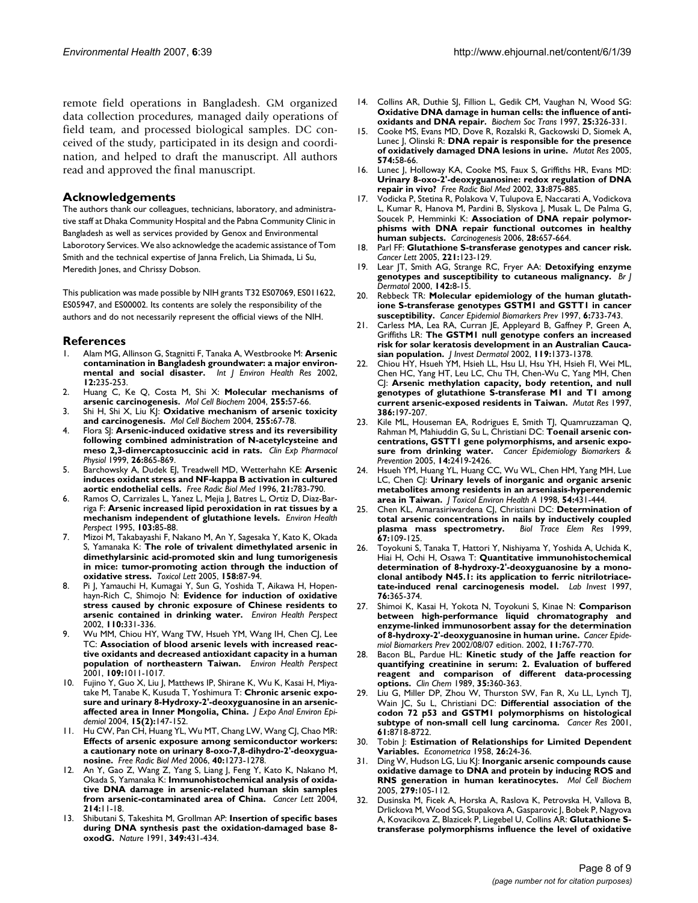remote field operations in Bangladesh. GM organized data collection procedures, managed daily operations of field team, and processed biological samples. DC conceived of the study, participated in its design and coordination, and helped to draft the manuscript. All authors read and approved the final manuscript.

## Acknowledgements

The authors thank our colleagues, technicians, laboratory, and administrative staff at Dhaka Community Hospital and the Pabna Community Clinic in Bangladesh as well as services provided by Genox and Environmental Laborotory Services. We also acknowledge the academic assistance of Tom Smith and the technical expertise of Janna Frelich, Lia Shimada, Li Su, Meredith Jones, and Chrissy Dobson.

This publication was made possible by NIH grants T32 ES07069, ES011622, ES05947, and ES00002. Its contents are solely the responsibility of the authors and do not necessarily represent the official views of the NIH.

## References

1. Alam MG, Allinson G, Stagnitti F, Tanaka A, Westbrooke M: **Arsenic contamination in Bangladesh groundwater: a major environmental and social disaster.** *Int J Environ Health Res* 2002, **12:**235-253.
2. Huang C, Ke Q, Costa M, Shi X: **Molecular mechanisms of arsenic carcinogenesis.** *Mol Cell Biochem* 2004, **255:**57-66.
3. Shi H, Shi X, Liu KJ: **Oxidative mechanism of arsenic toxicity and carcinogenesis.** *Mol Cell Biochem* 2004, **255:**67-78.
4. Flora SJ: **Arsenic-induced oxidative stress and its reversibility following combined administration of N-acetylcysteine and meso 2,3-dimercaptosuccinic acid in rats.** *Clin Exp Pharmacol Physiol* 1999, **26:**865-869.
5. Barchowsky A, Dudek EJ, Treadwell MD, Wetterhahn KE: **Arsenic induces oxidant stress and NF-kappa B activation in cultured aortic endothelial cells.** *Free Radic Biol Med* 1996, **21:**783-790.
6. Ramos O, Carrizales L, Yanez L, Mejia J, Batres L, Ortiz D, Diaz-Barriga F: **Arsenic increased lipid peroxidation in rat tissues by a mechanism independent of glutathione levels.** *Environ Health Perspect* 1995, **103:**85-88.
7. Mizoi M, Takabayashi F, Nakano M, An Y, Sagesaka Y, Kato K, Okada S, Yamanaka K: **The role of trivalent dimethylated arsenic in dimethylarsinic acid-promoted skin and lung tumorigenesis in mice: tumor-promoting action through the induction of oxidative stress.** *Toxicol Lett* 2005, **158:**87-94.
8. Pi J, Yamauchi H, Kumagai Y, Sun G, Yoshida T, Aikawa H, Hopenhayn-Rich C, Shimojo N: **Evidence for induction of oxidative stress caused by chronic exposure of Chinese residents to arsenic contained in drinking water.** *Environ Health Perspect* 2002, **110:**331-336.
9. Wu MM, Chiou HY, Wang TW, Hsueh YM, Wang IH, Chen CJ, Lee TC: **Association of blood arsenic levels with increased reactive oxidants and decreased antioxidant capacity in a human population of northeastern Taiwan.** *Environ Health Perspect* 2001, **109:**1011-1017.
10. Fujino Y, Guo X, Liu J, Matthews IP, Shirane K, Wu K, Kasai H, Miyatake M, Tanabe K, Kusuda T, Yoshimura T: **Chronic arsenic exposure and urinary 8-Hydroxy-2'-deoxyguanosine in an arsenic-affected area in Inner Mongolia, China.** *J Expo Anal Environ Epidemiol* 2004, **15(2):**147-152.
11. Hu CW, Pan CH, Huang YL, Wu MT, Chang LW, Wang CJ, Chao MR: **Effects of arsenic exposure among semiconductor workers: a cautionary note on urinary 8-oxo-7,8-dihydro-2'-deoxyguanosine.** *Free Radic Biol Med* 2006, **40:**1273-1278.
12. An Y, Gao Z, Wang Z, Yang S, Liang J, Feng Y, Kato K, Nakano M, Okada S, Yamanaka K: **Immunohistochemical analysis of oxidative DNA damage in arsenic-related human skin samples from arsenic-contaminated area of China.** *Cancer Lett* 2004, **214:**11-18.
13. Shibutani S, Takeshita M, Grollman AP: **Insertion of specific bases during DNA synthesis past the oxidation-damaged base 8-oxodG.** *Nature* 1991, **349:**431-434.
14. Collins AR, Duthie SJ, Fillion L, Gedik CM, Vaughan N, Wood SG: **Oxidative DNA damage in human cells: the influence of antioxidants and DNA repair.** *Biochem Soc Trans* 1997, **25:**326-331.
15. Cooke MS, Evans MD, Dove R, Rozalski R, Gackowski D, Siomek A, Lunec J, Olinski R: **DNA repair is responsible for the presence of oxidatively damaged DNA lesions in urine.** *Mutat Res* 2005, **574:**58-66.
16. Lunec J, Holloway KA, Cooke MS, Faux S, Griffiths HR, Evans MD: **Urinary 8-oxo-2'-deoxyguanosine: redox regulation of DNA repair in vivo?** *Free Radic Biol Med* 2002, **33:**875-885.
17. Vodicka P, Stetina R, Polakova V, Tulupova E, Naccarati A, Vodickova L, Kumar R, Hanova M, Pardini B, Slyskova J, Musak L, De Palma G, Soucek P, Hemminki K: **Association of DNA repair polymorphisms with DNA repair functional outcomes in healthy human subjects.** *Carcinogenesis* 2006, **28:**657-664.
18. Parl FF: **Glutathione S-transferase genotypes and cancer risk.** *Cancer Lett* 2005, **221:**123-129.
19. Lear JT, Smith AG, Strange RC, Fryer AA: **Detoxifying enzyme genotypes and susceptibility to cutaneous malignancy.** *Br J Dermatol* 2000, **142:**8-15.
20. Rebbeck TR: **Molecular epidemiology of the human glutathione S-transferase genotypes GSTM1 and GSTT1 in cancer susceptibility.** *Cancer Epidemiol Biomarkers Prev* 1997, **6:**733-743.
21. Carless MA, Lea RA, Curran JE, Appleyard B, Gaffney P, Green A, Griffiths LR: **The GSTM1 null genotype confers an increased risk for solar keratosis development in an Australian Caucasian population.** *J Invest Dermatol* 2002, **119:**1373-1378.
22. Chiou HY, Hsueh YM, Hsieh LL, Hsu LI, Hsu YH, Hsieh FI, Wei ML, Chen HC, Yang HT, Leu LC, Chu TH, Chen-Wu C, Yang MH, Chen CJ: **Arsenic methylation capacity, body retention, and null genotypes of glutathione S-transferase M1 and T1 among current arsenic-exposed residents in Taiwan.** *Mutat Res* 1997, **386:**197-207.
23. Kile ML, Houseman EA, Rodrigues E, Smith TJ, Quamruzzaman Q, Rahman M, Mahiuddin G, Su L, Christiani DC: **Toenail arsenic concentrations, GSTT1 gene polymorphisms, and arsenic exposure from drinking water.** *Cancer Epidemiology Biomarkers & Prevention* 2005, **14:**2419-2426.
24. Hsueh YM, Huang YL, Huang CC, Wu WL, Chen HM, Yang MH, Lue LC, Chen CJ: **Urinary levels of inorganic and organic arsenic metabolites among residents in an arseniasis-hyperendemic area in Taiwan.** *J Toxicol Environ Health A* 1998, **54:**431-444.
25. Chen KL, Amarasiriwardena CJ, Christiani DC: **Determination of total arsenic concentrations in nails by inductively coupled plasma mass spectrometry.** *Biol Trace Elem Res* 1999, **67:**109-125.
26. Toyokuni S, Tanaka T, Hattori Y, Nishiyama Y, Yoshida A, Uchida K, Hiai H, Ochi H, Osawa T: **Quantitative immunohistochemical determination of 8-hydroxy-2'-deoxyguanosine by a monoclonal antibody N45.1: its application to ferric nitrilotriacetate-induced renal carcinogenesis model.** *Lab Invest* 1997, **76:**365-374.
27. Shimoi K, Kasai H, Yokota N, Toyokuni S, Kinae N: **Comparison between high-performance liquid chromatography and enzyme-linked immunosorbent assay for the determination of 8-hydroxy-2'-deoxyguanosine in human urine.** *Cancer Epidemiol Biomarkers Prev* 2002/08/07 edition. 2002, **11:**767-770.
28. Bacon BL, Pardue HL: **Kinetic study of the Jaffe reaction for quantifying creatinine in serum: 2. Evaluation of buffered reagent and comparison of different data-processing options.** *Clin Chem* 1989, **35:**360-363.
29. Liu G, Miller DP, Zhou W, Thurston SW, Fan R, Xu LL, Lynch TJ, Wain JC, Su L, Christiani DC: **Differential association of the codon 72 p53 and GSTM1 polymorphisms on histological subtype of non-small cell lung carcinoma.** *Cancer Res* 2001, **61:**8718-8722.
30. Tobin J: **Estimation of Relationships for Limited Dependent Variables.** *Econometrica* 1958, **26:**24-36.
31. Ding W, Hudson LG, Liu KJ: **Inorganic arsenic compounds cause oxidative damage to DNA and protein by inducing ROS and RNS generation in human keratinocytes.** *Mol Cell Biochem* 2005, **279:**105-112.
32. Dusinska M, Ficek A, Horska A, Raslova K, Petrovska H, Vallova B, Drlickova M, Wood SG, Stupakova A, Gasparovic J, Bobek P, Nagyova A, Kovacikova Z, Blazicek P, Liegebel U, Collins AR: **Glutathione S-transferase polymorphisms influence the level of oxidative**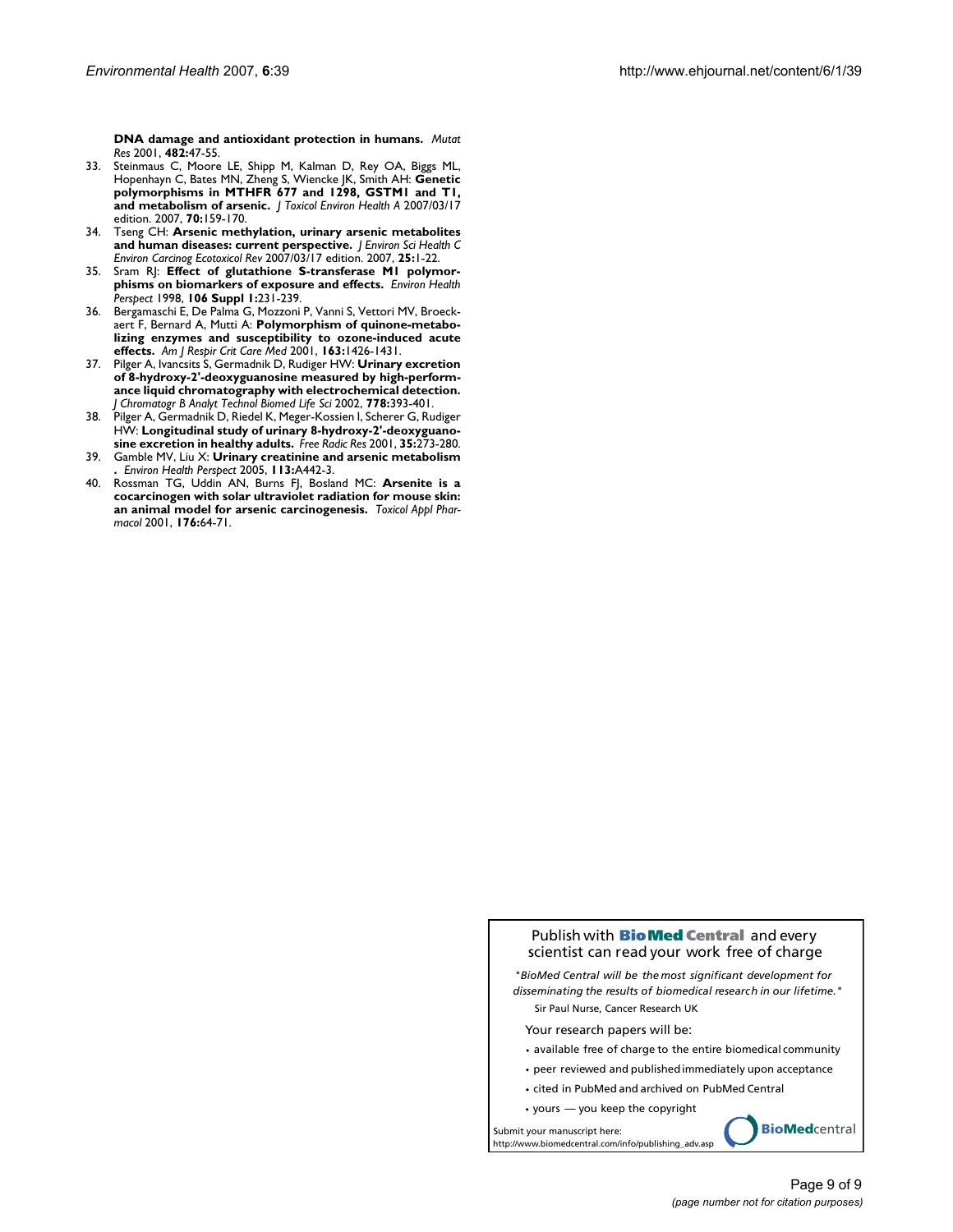**DNA damage and antioxidant protection in humans.** *Mutat Res* 2001, **482:**47-55.

33. Steinmaus C, Moore LE, Shipp M, Kalman D, Rey OA, Biggs ML, Hopenhayn C, Bates MN, Zheng S, Wiencke JK, Smith AH: **Genetic polymorphisms in MTHFR 677 and 1298, GSTM1 and T1, and metabolism of arsenic.** *J Toxicol Environ Health A* 2007/03/17 edition. 2007, **70:**159-170.
34. Tseng CH: **Arsenic methylation, urinary arsenic metabolites and human diseases: current perspective.** *J Environ Sci Health C Environ Carcinog Ecotoxicol Rev* 2007/03/17 edition. 2007, **25:**1-22.
35. Sram RJ: **Effect of glutathione S-transferase M1 polymorphisms on biomarkers of exposure and effects.** *Environ Health Perspect* 1998, **106 Suppl 1:**231-239.
36. Bergamaschi E, De Palma G, Mozzoni P, Vanni S, Vettori MV, Broeckaert F, Bernard A, Mutti A: **Polymorphism of quinone-metabolizing enzymes and susceptibility to ozone-induced acute effects.** *Am J Respir Crit Care Med* 2001, **163:**1426-1431.
37. Pilger A, Ivancsits S, Germadnik D, Rudiger HW: **Urinary excretion of 8-hydroxy-2'-deoxyguanosine measured by high-performance liquid chromatography with electrochemical detection.** *J Chromatogr B Analyt Technol Biomed Life Sci* 2002, **778:**393-401.
38. Pilger A, Germadnik D, Riedel K, Meger-Kossien I, Scherer G, Rudiger HW: **Longitudinal study of urinary 8-hydroxy-2'-deoxyguanosine excretion in healthy adults.** *Free Radic Res* 2001, **35:**273-280.
39. Gamble MV, Liu X: **Urinary creatinine and arsenic metabolism .** *Environ Health Perspect* 2005, **113:**A442-3.
40. Rossman TG, Uddin AN, Burns FJ, Bosland MC: **Arsenite is a cocarcinogen with solar ultraviolet radiation for mouse skin: an animal model for arsenic carcinogenesis.** *Toxicol Appl Pharmacol* 2001, **176:**64-71.

Publish with **BioMed Central** and every scientist can read your work free of charge

*"BioMed Central will be the most significant development for disseminating the results of biomedical research in our lifetime."*
Sir Paul Nurse, Cancer Research UK

Your research papers will be:

- available free of charge to the entire biomedical community
- peer reviewed and published immediately upon acceptance
- cited in PubMed and archived on PubMed Central
- yours — you keep the copyright

Submit your manuscript here:
http://www.biomedcentral.com/info/publishing_adv.asp

**BioMed**central